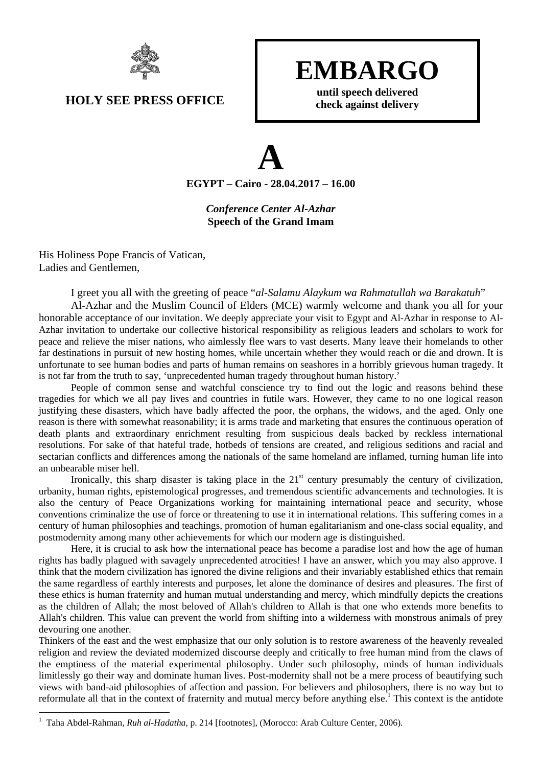**HOLY SEE PRESS OFFICE**

**EMBARGO**
**until speech delivered**
**check against delivery**

# A

**EGYPT – Cairo - 28.04.2017 – 16.00**

***Conference Center Al-Azhar***
**Speech of the Grand Imam**

His Holiness Pope Francis of Vatican,
Ladies and Gentlemen,

I greet you all with the greeting of peace "*al-Salamu Alaykum wa Rahmatullah wa Barakatuh*"

Al-Azhar and the Muslim Council of Elders (MCE) warmly welcome and thank you all for your honorable acceptance of our invitation. We deeply appreciate your visit to Egypt and Al-Azhar in response to Al-Azhar invitation to undertake our collective historical responsibility as religious leaders and scholars to work for peace and relieve the miser nations, who aimlessly flee wars to vast deserts. Many leave their homelands to other far destinations in pursuit of new hosting homes, while uncertain whether they would reach or die and drown. It is unfortunate to see human bodies and parts of human remains on seashores in a horribly grievous human tragedy. It is not far from the truth to say, 'unprecedented human tragedy throughout human history.'

People of common sense and watchful conscience try to find out the logic and reasons behind these tragedies for which we all pay lives and countries in futile wars. However, they came to no one logical reason justifying these disasters, which have badly affected the poor, the orphans, the widows, and the aged. Only one reason is there with somewhat reasonability; it is arms trade and marketing that ensures the continuous operation of death plants and extraordinary enrichment resulting from suspicious deals backed by reckless international resolutions. For sake of that hateful trade, hotbeds of tensions are created, and religious seditions and racial and sectarian conflicts and differences among the nationals of the same homeland are inflamed, turning human life into an unbearable miser hell.

Ironically, this sharp disaster is taking place in the 21st century presumably the century of civilization, urbanity, human rights, epistemological progresses, and tremendous scientific advancements and technologies. It is also the century of Peace Organizations working for maintaining international peace and security, whose conventions criminalize the use of force or threatening to use it in international relations. This suffering comes in a century of human philosophies and teachings, promotion of human egalitarianism and one-class social equality, and postmodernity among many other achievements for which our modern age is distinguished.

Here, it is crucial to ask how the international peace has become a paradise lost and how the age of human rights has badly plagued with savagely unprecedented atrocities! I have an answer, which you may also approve. I think that the modern civilization has ignored the divine religions and their invariably established ethics that remain the same regardless of earthly interests and purposes, let alone the dominance of desires and pleasures. The first of these ethics is human fraternity and human mutual understanding and mercy, which mindfully depicts the creations as the children of Allah; the most beloved of Allah's children to Allah is that one who extends more benefits to Allah's children. This value can prevent the world from shifting into a wilderness with monstrous animals of prey devouring one another.

Thinkers of the east and the west emphasize that our only solution is to restore awareness of the heavenly revealed religion and review the deviated modernized discourse deeply and critically to free human mind from the claws of the emptiness of the material experimental philosophy. Under such philosophy, minds of human individuals limitlessly go their way and dominate human lives. Post-modernity shall not be a mere process of beautifying such views with band-aid philosophies of affection and passion. For believers and philosophers, there is no way but to reformulate all that in the context of fraternity and mutual mercy before anything else.[1] This context is the antidote

[1] Taha Abdel-Rahman, *Ruh al-Hadatha*, p. 214 [footnotes], (Morocco: Arab Culture Center, 2006).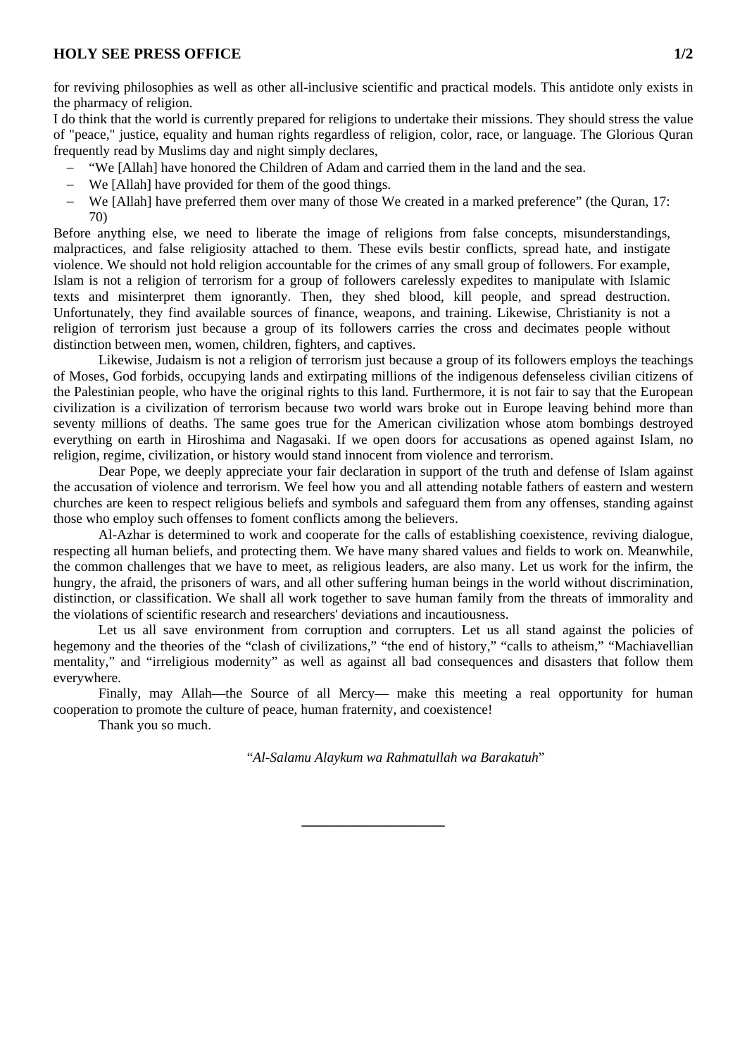for reviving philosophies as well as other all-inclusive scientific and practical models. This antidote only exists in the pharmacy of religion.

I do think that the world is currently prepared for religions to undertake their missions. They should stress the value of "peace," justice, equality and human rights regardless of religion, color, race, or language. The Glorious Quran frequently read by Muslims day and night simply declares,

- "We [Allah] have honored the Children of Adam and carried them in the land and the sea.
- We [Allah] have provided for them of the good things.
- We [Allah] have preferred them over many of those We created in a marked preference" (the Quran, 17: 70)

Before anything else, we need to liberate the image of religions from false concepts, misunderstandings, malpractices, and false religiosity attached to them. These evils bestir conflicts, spread hate, and instigate violence. We should not hold religion accountable for the crimes of any small group of followers. For example, Islam is not a religion of terrorism for a group of followers carelessly expedites to manipulate with Islamic texts and misinterpret them ignorantly. Then, they shed blood, kill people, and spread destruction. Unfortunately, they find available sources of finance, weapons, and training. Likewise, Christianity is not a religion of terrorism just because a group of its followers carries the cross and decimates people without distinction between men, women, children, fighters, and captives.

Likewise, Judaism is not a religion of terrorism just because a group of its followers employs the teachings of Moses, God forbids, occupying lands and extirpating millions of the indigenous defenseless civilian citizens of the Palestinian people, who have the original rights to this land. Furthermore, it is not fair to say that the European civilization is a civilization of terrorism because two world wars broke out in Europe leaving behind more than seventy millions of deaths. The same goes true for the American civilization whose atom bombings destroyed everything on earth in Hiroshima and Nagasaki. If we open doors for accusations as opened against Islam, no religion, regime, civilization, or history would stand innocent from violence and terrorism.

Dear Pope, we deeply appreciate your fair declaration in support of the truth and defense of Islam against the accusation of violence and terrorism. We feel how you and all attending notable fathers of eastern and western churches are keen to respect religious beliefs and symbols and safeguard them from any offenses, standing against those who employ such offenses to foment conflicts among the believers.

Al-Azhar is determined to work and cooperate for the calls of establishing coexistence, reviving dialogue, respecting all human beliefs, and protecting them. We have many shared values and fields to work on. Meanwhile, the common challenges that we have to meet, as religious leaders, are also many. Let us work for the infirm, the hungry, the afraid, the prisoners of wars, and all other suffering human beings in the world without discrimination, distinction, or classification. We shall all work together to save human family from the threats of immorality and the violations of scientific research and researchers' deviations and incautiousness.

Let us all save environment from corruption and corrupters. Let us all stand against the policies of hegemony and the theories of the "clash of civilizations," "the end of history," "calls to atheism," "Machiavellian mentality," and "irreligious modernity" as well as against all bad consequences and disasters that follow them everywhere.

Finally, may Allah—the Source of all Mercy— make this meeting a real opportunity for human cooperation to promote the culture of peace, human fraternity, and coexistence!

Thank you so much.

"*Al-Salamu Alaykum wa Rahmatullah wa Barakatuh*"

---